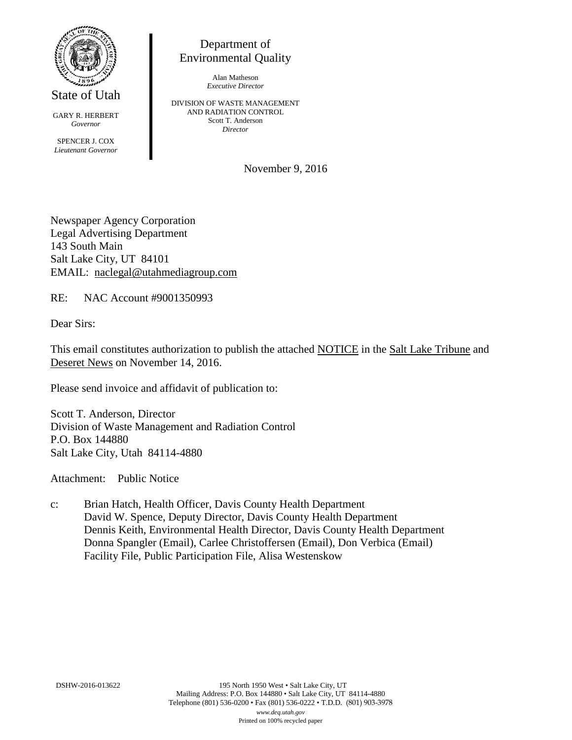State of Utah

GARY R. HERBERT
*Governor*

SPENCER J. COX
*Lieutenant Governor*

Department of
Environmental Quality

Alan Matheson
*Executive Director*

DIVISION OF WASTE MANAGEMENT
AND RADIATION CONTROL
Scott T. Anderson
*Director*

November 9, 2016

Newspaper Agency Corporation
Legal Advertising Department
143 South Main
Salt Lake City, UT 84101
EMAIL: naclegal@utahmediagroup.com

RE: NAC Account #9001350993

Dear Sirs:

This email constitutes authorization to publish the attached NOTICE in the Salt Lake Tribune and Deseret News on November 14, 2016.

Please send invoice and affidavit of publication to:

Scott T. Anderson, Director
Division of Waste Management and Radiation Control
P.O. Box 144880
Salt Lake City, Utah 84114-4880

Attachment: Public Notice

c: Brian Hatch, Health Officer, Davis County Health Department
David W. Spence, Deputy Director, Davis County Health Department
Dennis Keith, Environmental Health Director, Davis County Health Department
Donna Spangler (Email), Carlee Christoffersen (Email), Don Verbica (Email)
Facility File, Public Participation File, Alisa Westenskow

DSHW-2016-013622

195 North 1950 West • Salt Lake City, UT
Mailing Address: P.O. Box 144880 • Salt Lake City, UT 84114-4880
Telephone (801) 536-0200 • Fax (801) 536-0222 • T.D.D. (801) 903-3978
*www.deq.utah.gov*
Printed on 100% recycled paper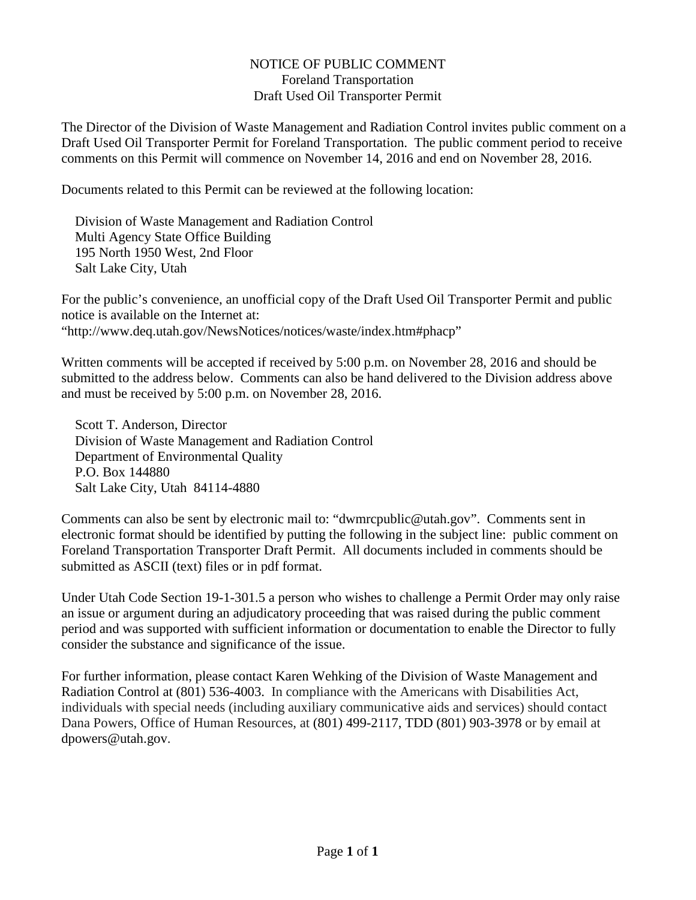NOTICE OF PUBLIC COMMENT
Foreland Transportation
Draft Used Oil Transporter Permit

The Director of the Division of Waste Management and Radiation Control invites public comment on a Draft Used Oil Transporter Permit for Foreland Transportation. The public comment period to receive comments on this Permit will commence on November 14, 2016 and end on November 28, 2016.

Documents related to this Permit can be reviewed at the following location:

Division of Waste Management and Radiation Control
Multi Agency State Office Building
195 North 1950 West, 2nd Floor
Salt Lake City, Utah

For the public's convenience, an unofficial copy of the Draft Used Oil Transporter Permit and public notice is available on the Internet at:
"http://www.deq.utah.gov/NewsNotices/notices/waste/index.htm#phacp"

Written comments will be accepted if received by 5:00 p.m. on November 28, 2016 and should be submitted to the address below. Comments can also be hand delivered to the Division address above and must be received by 5:00 p.m. on November 28, 2016.

Scott T. Anderson, Director
Division of Waste Management and Radiation Control
Department of Environmental Quality
P.O. Box 144880
Salt Lake City, Utah 84114-4880

Comments can also be sent by electronic mail to: "dwmrcpublic@utah.gov". Comments sent in electronic format should be identified by putting the following in the subject line: public comment on Foreland Transportation Transporter Draft Permit. All documents included in comments should be submitted as ASCII (text) files or in pdf format.

Under Utah Code Section 19-1-301.5 a person who wishes to challenge a Permit Order may only raise an issue or argument during an adjudicatory proceeding that was raised during the public comment period and was supported with sufficient information or documentation to enable the Director to fully consider the substance and significance of the issue.

For further information, please contact Karen Wehking of the Division of Waste Management and Radiation Control at (801) 536-4003. In compliance with the Americans with Disabilities Act, individuals with special needs (including auxiliary communicative aids and services) should contact Dana Powers, Office of Human Resources, at (801) 499-2117, TDD (801) 903-3978 or by email at dpowers@utah.gov.